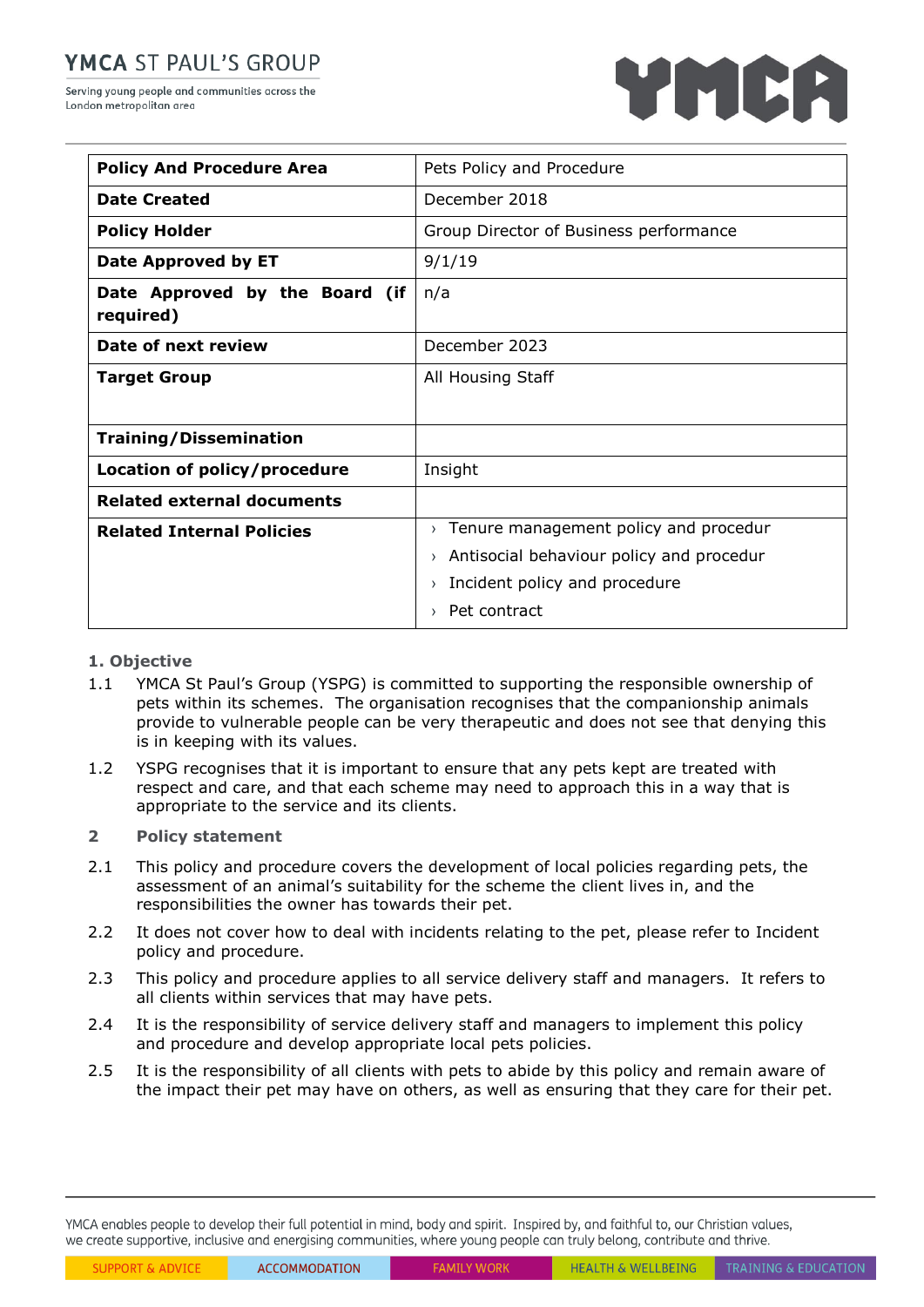| Policy And Procedure Area | Pets Policy and Procedure |
|---|---|
| **Date Created** | December 2018 |
| **Policy Holder** | Group Director of Business performance |
| **Date Approved by ET** | 9/1/19 |
| **Date Approved by the Board (if required)** | n/a |
| **Date of next review** | December 2023 |
| **Target Group** | All Housing Staff |
| **Training/Dissemination** | |
| **Location of policy/procedure** | Insight |
| **Related external documents** | |
| **Related Internal Policies** | › Tenure management policy and procedur<br>› Antisocial behaviour policy and procedur<br>› Incident policy and procedure<br>› Pet contract |

## 1. Objective

1.1 YMCA St Paul's Group (YSPG) is committed to supporting the responsible ownership of pets within its schemes. The organisation recognises that the companionship animals provide to vulnerable people can be very therapeutic and does not see that denying this is in keeping with its values.

1.2 YSPG recognises that it is important to ensure that any pets kept are treated with respect and care, and that each scheme may need to approach this in a way that is appropriate to the service and its clients.

## 2 Policy statement

2.1 This policy and procedure covers the development of local policies regarding pets, the assessment of an animal's suitability for the scheme the client lives in, and the responsibilities the owner has towards their pet.

2.2 It does not cover how to deal with incidents relating to the pet, please refer to Incident policy and procedure.

2.3 This policy and procedure applies to all service delivery staff and managers. It refers to all clients within services that may have pets.

2.4 It is the responsibility of service delivery staff and managers to implement this policy and procedure and develop appropriate local pets policies.

2.5 It is the responsibility of all clients with pets to abide by this policy and remain aware of the impact their pet may have on others, as well as ensuring that they care for their pet.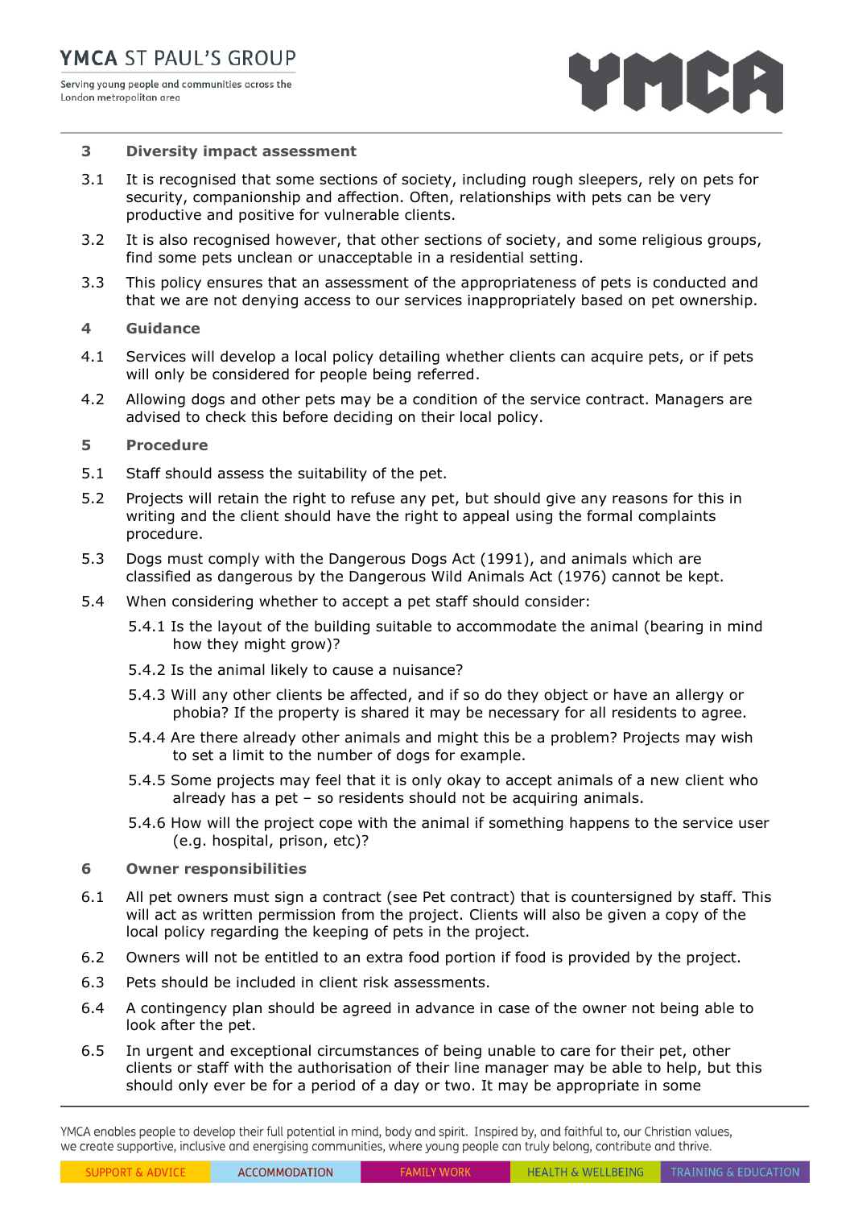## 3 Diversity impact assessment

3.1 It is recognised that some sections of society, including rough sleepers, rely on pets for security, companionship and affection. Often, relationships with pets can be very productive and positive for vulnerable clients.

3.2 It is also recognised however, that other sections of society, and some religious groups, find some pets unclean or unacceptable in a residential setting.

3.3 This policy ensures that an assessment of the appropriateness of pets is conducted and that we are not denying access to our services inappropriately based on pet ownership.

## 4 Guidance

4.1 Services will develop a local policy detailing whether clients can acquire pets, or if pets will only be considered for people being referred.

4.2 Allowing dogs and other pets may be a condition of the service contract. Managers are advised to check this before deciding on their local policy.

## 5 Procedure

5.1 Staff should assess the suitability of the pet.

5.2 Projects will retain the right to refuse any pet, but should give any reasons for this in writing and the client should have the right to appeal using the formal complaints procedure.

5.3 Dogs must comply with the Dangerous Dogs Act (1991), and animals which are classified as dangerous by the Dangerous Wild Animals Act (1976) cannot be kept.

5.4 When considering whether to accept a pet staff should consider:

5.4.1 Is the layout of the building suitable to accommodate the animal (bearing in mind how they might grow)?

5.4.2 Is the animal likely to cause a nuisance?

5.4.3 Will any other clients be affected, and if so do they object or have an allergy or phobia? If the property is shared it may be necessary for all residents to agree.

5.4.4 Are there already other animals and might this be a problem? Projects may wish to set a limit to the number of dogs for example.

5.4.5 Some projects may feel that it is only okay to accept animals of a new client who already has a pet – so residents should not be acquiring animals.

5.4.6 How will the project cope with the animal if something happens to the service user (e.g. hospital, prison, etc)?

## 6 Owner responsibilities

6.1 All pet owners must sign a contract (see Pet contract) that is countersigned by staff. This will act as written permission from the project. Clients will also be given a copy of the local policy regarding the keeping of pets in the project.

6.2 Owners will not be entitled to an extra food portion if food is provided by the project.

6.3 Pets should be included in client risk assessments.

6.4 A contingency plan should be agreed in advance in case of the owner not being able to look after the pet.

6.5 In urgent and exceptional circumstances of being unable to care for their pet, other clients or staff with the authorisation of their line manager may be able to help, but this should only ever be for a period of a day or two. It may be appropriate in some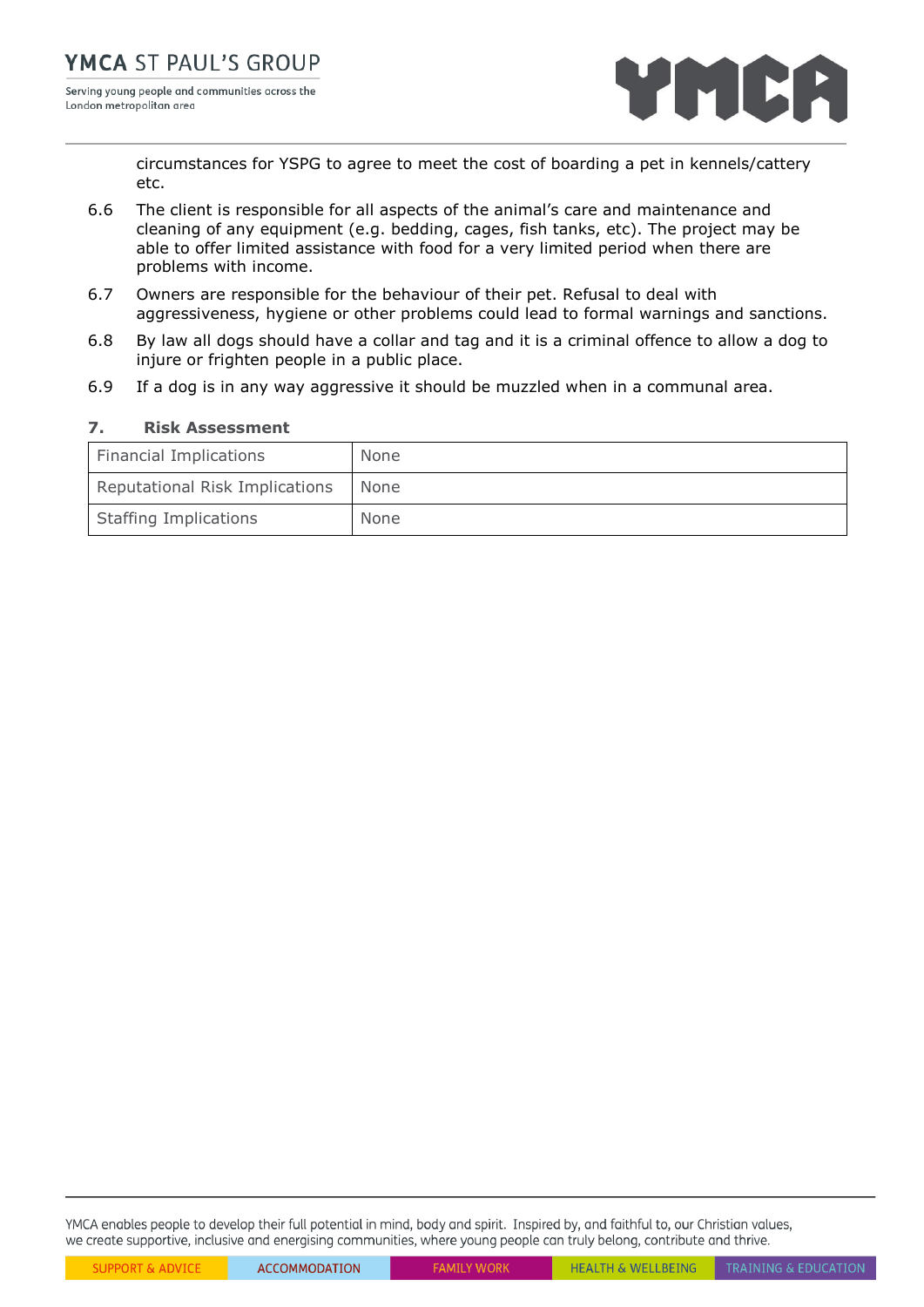circumstances for YSPG to agree to meet the cost of boarding a pet in kennels/cattery etc.

6.6 The client is responsible for all aspects of the animal's care and maintenance and cleaning of any equipment (e.g. bedding, cages, fish tanks, etc). The project may be able to offer limited assistance with food for a very limited period when there are problems with income.

6.7 Owners are responsible for the behaviour of their pet. Refusal to deal with aggressiveness, hygiene or other problems could lead to formal warnings and sanctions.

6.8 By law all dogs should have a collar and tag and it is a criminal offence to allow a dog to injure or frighten people in a public place.

6.9 If a dog is in any way aggressive it should be muzzled when in a communal area.

## 7. Risk Assessment

| | |
|---|---|
| Financial Implications | None |
| Reputational Risk Implications | None |
| Staffing Implications | None |